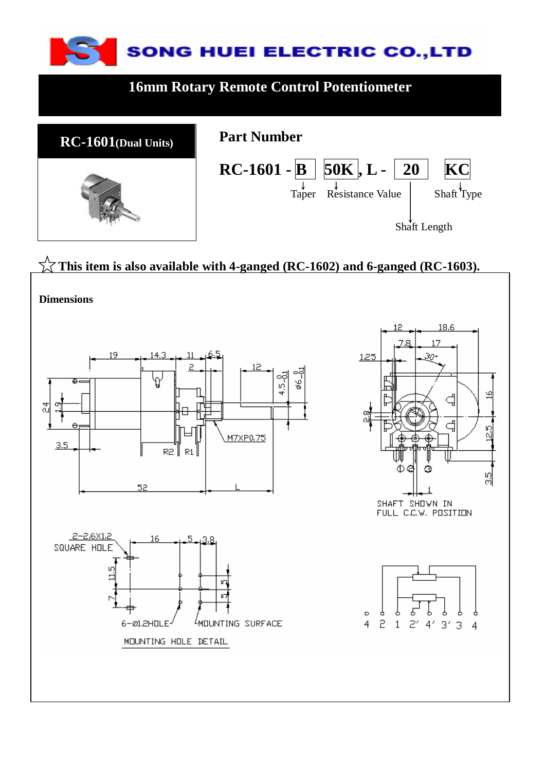# SONG HUEI ELECTRIC CO.,LTD

## 16mm Rotary Remote Control Potentiometer

### RC-1601(Dual Units)

### Part Number

**RC-1601 - B 50K, L - 20 KC**

- B: Taper
- 50K: Resistance Value
- 20: Shaft Length
- KC: Shaft Type

☆ **This item is also available with 4-ganged (RC-1602) and 6-ganged (RC-1603).**

**Dimensions**

19, 14.3, 11, 6.5, 2, 12, 4.5-0.1, ø6-0.1, 24, 1.9, 3.5, R2, R1, M7XP0.75, 52, L

12, 18.6, 7.8, 17, 1.25, 30°, 2.8, 16, 12.5, 3.5, 1

SHAFT SHOWN IN FULL C.C.W. POSITION

2-2.6X1.2 SQUARE HOLE, 16, 5, 3.8, 11.5, 7, 5, 5, 6-ø1.2HOLE, MOUNTING SURFACE

MOUNTING HOLE DETAIL

4 2 1 2' 4' 3' 3 4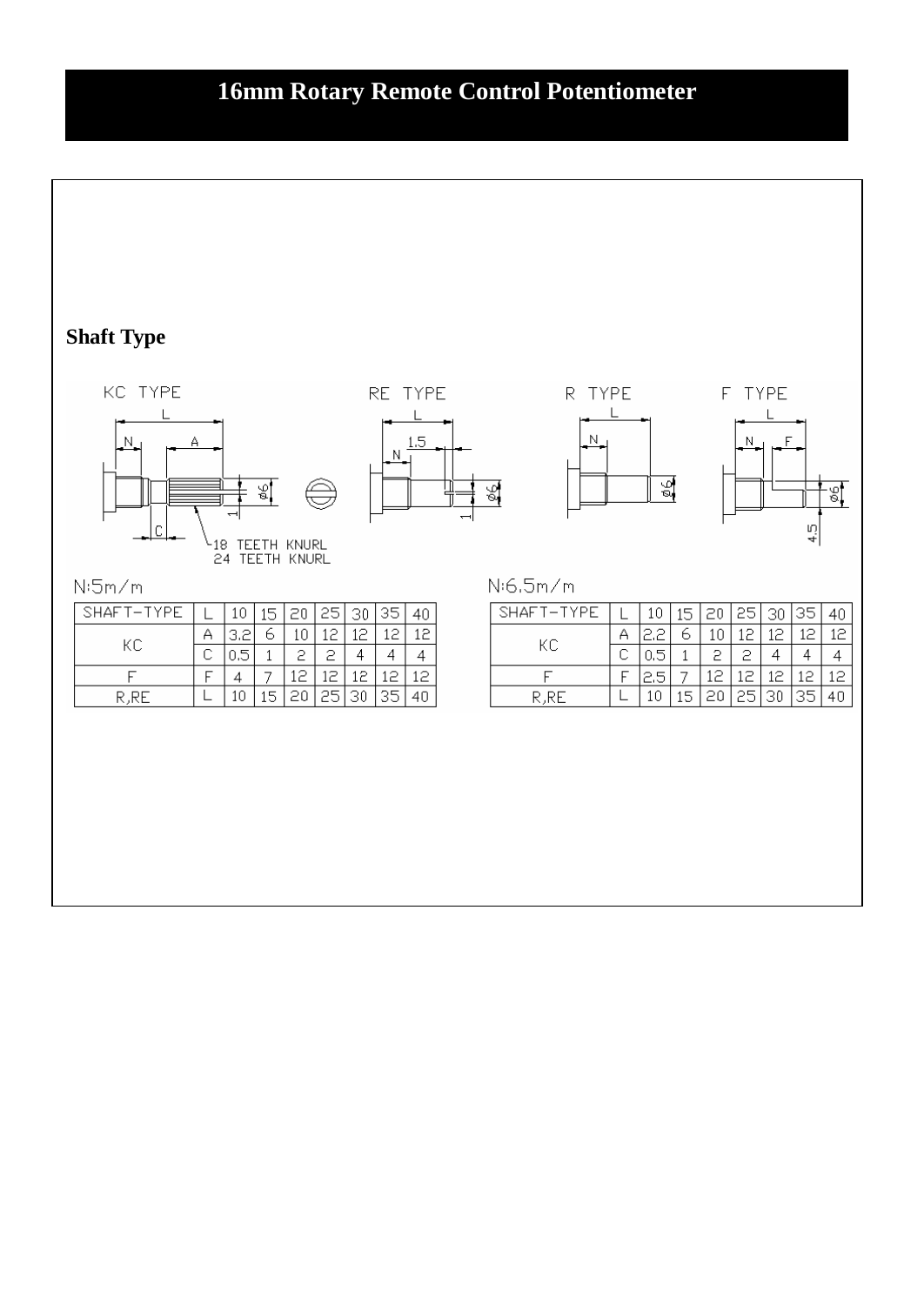# 16mm Rotary Remote Control Potentiometer

**Shaft Type**

KC TYPE

RE TYPE

R TYPE

F TYPE

18 TEETH KNURL
24 TEETH KNURL

N:5m/m

| SHAFT-TYPE | L | 10 | 15 | 20 | 25 | 30 | 35 | 40 |
|---|---|---|---|---|---|---|---|---|
| KC | A | 3.2 | 6 | 10 | 12 | 12 | 12 | 12 |
| | C | 0.5 | 1 | 2 | 2 | 4 | 4 | 4 |
| F | F | 4 | 7 | 12 | 12 | 12 | 12 | 12 |
| R,RE | L | 10 | 15 | 20 | 25 | 30 | 35 | 40 |

N:6.5m/m

| SHAFT-TYPE | L | 10 | 15 | 20 | 25 | 30 | 35 | 40 |
|---|---|---|---|---|---|---|---|---|
| KC | A | 2.2 | 6 | 10 | 12 | 12 | 12 | 12 |
| | C | 0.5 | 1 | 2 | 2 | 4 | 4 | 4 |
| F | F | 2.5 | 7 | 12 | 12 | 12 | 12 | 12 |
| R,RE | L | 10 | 15 | 20 | 25 | 30 | 35 | 40 |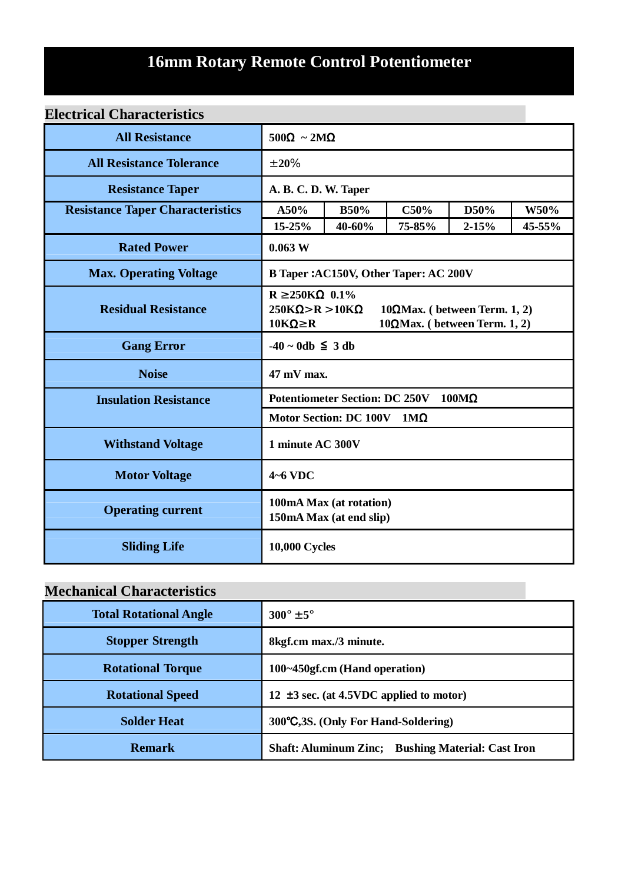# 16mm Rotary Remote Control Potentiometer

## Electrical Characteristics

| | | | | | |
|---|---|---|---|---|---|
| **All Resistance** | 500Ω ~ 2MΩ | | | | |
| **All Resistance Tolerance** | ±20% | | | | |
| **Resistance Taper** | A. B. C. D. W. Taper | | | | |
| **Resistance Taper Characteristics** | A50% | B50% | C50% | D50% | W50% |
| | 15-25% | 40-60% | 75-85% | 2-15% | 45-55% |
| **Rated Power** | 0.063 W | | | | |
| **Max. Operating Voltage** | B Taper :AC150V, Other Taper: AC 200V | | | | |
| **Residual Resistance** | R ≥250KΩ 0.1%<br>250KΩ>R >10KΩ 10ΩMax. ( between Term. 1, 2)<br>10KΩ≥R 10ΩMax. ( between Term. 1, 2) | | | | |
| **Gang Error** | -40 ~ 0db ≦ 3 db | | | | |
| **Noise** | 47 mV max. | | | | |
| **Insulation Resistance** | Potentiometer Section: DC 250V 100MΩ | | | | |
| | Motor Section: DC 100V 1MΩ | | | | |
| **Withstand Voltage** | 1 minute AC 300V | | | | |
| **Motor Voltage** | 4~6 VDC | | | | |
| **Operating current** | 100mA Max (at rotation)<br>150mA Max (at end slip) | | | | |
| **Sliding Life** | 10,000 Cycles | | | | |

## Mechanical Characteristics

| | |
|---|---|
| **Total Rotational Angle** | 300° ±5° |
| **Stopper Strength** | 8kgf.cm max./3 minute. |
| **Rotational Torque** | 100~450gf.cm (Hand operation) |
| **Rotational Speed** | 12 ±3 sec. (at 4.5VDC applied to motor) |
| **Solder Heat** | 300℃,3S. (Only For Hand-Soldering) |
| **Remark** | Shaft: Aluminum Zinc; Bushing Material: Cast Iron |